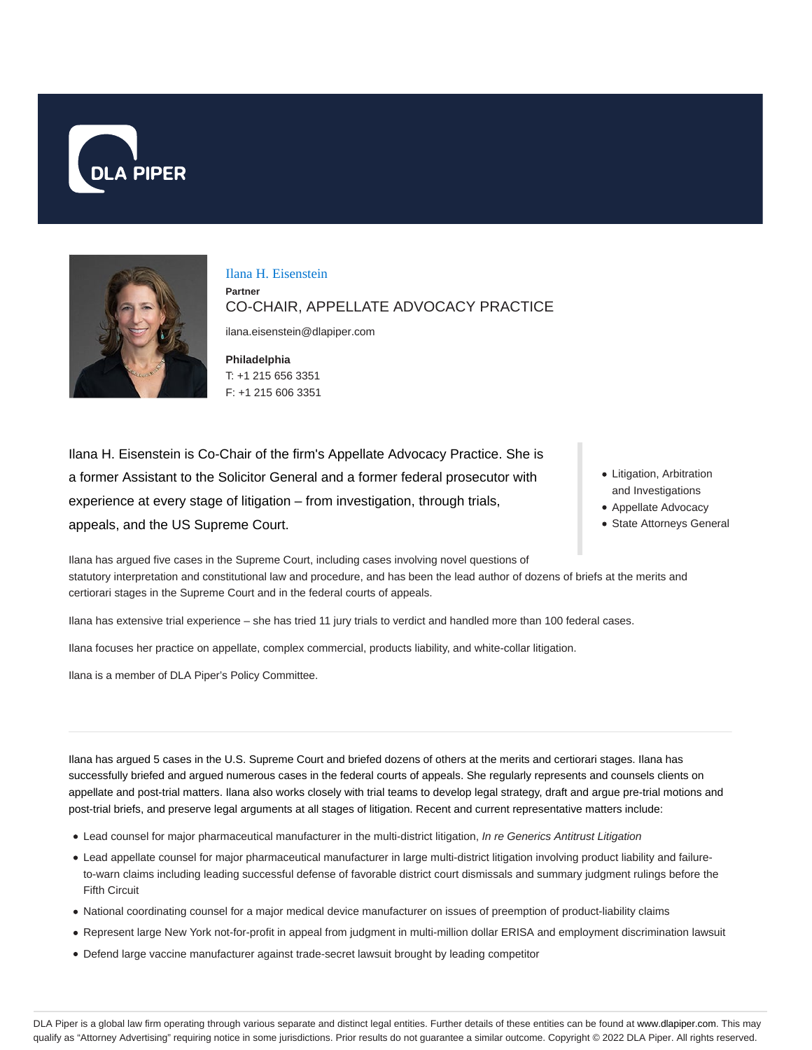# Ilana H. Eisenstein

**Partner**

CO-CHAIR, APPELLATE ADVOCACY PRACTICE

ilana.eisenstein@dlapiper.com

**Philadelphia**
T: +1 215 656 3351
F: +1 215 606 3351

Ilana H. Eisenstein is Co-Chair of the firm's Appellate Advocacy Practice. She is a former Assistant to the Solicitor General and a former federal prosecutor with experience at every stage of litigation – from investigation, through trials, appeals, and the US Supreme Court.

- Litigation, Arbitration and Investigations
- Appellate Advocacy
- State Attorneys General

Ilana has argued five cases in the Supreme Court, including cases involving novel questions of statutory interpretation and constitutional law and procedure, and has been the lead author of dozens of briefs at the merits and certiorari stages in the Supreme Court and in the federal courts of appeals.

Ilana has extensive trial experience – she has tried 11 jury trials to verdict and handled more than 100 federal cases.

Ilana focuses her practice on appellate, complex commercial, products liability, and white-collar litigation.

Ilana is a member of DLA Piper's Policy Committee.

---

Ilana has argued 5 cases in the U.S. Supreme Court and briefed dozens of others at the merits and certiorari stages. Ilana has successfully briefed and argued numerous cases in the federal courts of appeals. She regularly represents and counsels clients on appellate and post-trial matters. Ilana also works closely with trial teams to develop legal strategy, draft and argue pre-trial motions and post-trial briefs, and preserve legal arguments at all stages of litigation. Recent and current representative matters include:

- Lead counsel for major pharmaceutical manufacturer in the multi-district litigation, *In re Generics Antitrust Litigation*
- Lead appellate counsel for major pharmaceutical manufacturer in large multi-district litigation involving product liability and failure-to-warn claims including leading successful defense of favorable district court dismissals and summary judgment rulings before the Fifth Circuit
- National coordinating counsel for a major medical device manufacturer on issues of preemption of product-liability claims
- Represent large New York not-for-profit in appeal from judgment in multi-million dollar ERISA and employment discrimination lawsuit
- Defend large vaccine manufacturer against trade-secret lawsuit brought by leading competitor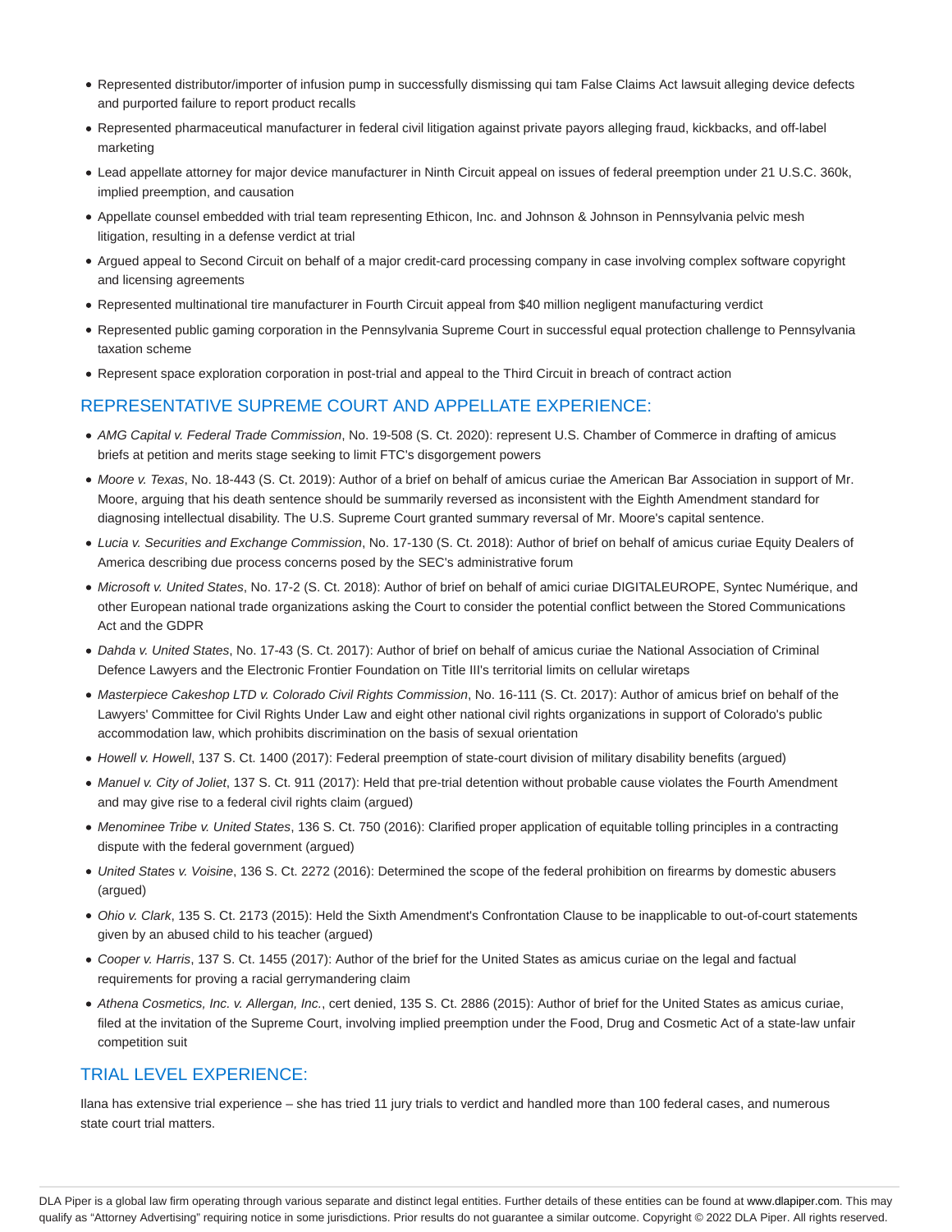- Represented distributor/importer of infusion pump in successfully dismissing qui tam False Claims Act lawsuit alleging device defects and purported failure to report product recalls
- Represented pharmaceutical manufacturer in federal civil litigation against private payors alleging fraud, kickbacks, and off-label marketing
- Lead appellate attorney for major device manufacturer in Ninth Circuit appeal on issues of federal preemption under 21 U.S.C. 360k, implied preemption, and causation
- Appellate counsel embedded with trial team representing Ethicon, Inc. and Johnson & Johnson in Pennsylvania pelvic mesh litigation, resulting in a defense verdict at trial
- Argued appeal to Second Circuit on behalf of a major credit-card processing company in case involving complex software copyright and licensing agreements
- Represented multinational tire manufacturer in Fourth Circuit appeal from $40 million negligent manufacturing verdict
- Represented public gaming corporation in the Pennsylvania Supreme Court in successful equal protection challenge to Pennsylvania taxation scheme
- Represent space exploration corporation in post-trial and appeal to the Third Circuit in breach of contract action

## REPRESENTATIVE SUPREME COURT AND APPELLATE EXPERIENCE:

- *AMG Capital v. Federal Trade Commission*, No. 19-508 (S. Ct. 2020): represent U.S. Chamber of Commerce in drafting of amicus briefs at petition and merits stage seeking to limit FTC's disgorgement powers
- *Moore v. Texas*, No. 18-443 (S. Ct. 2019): Author of a brief on behalf of amicus curiae the American Bar Association in support of Mr. Moore, arguing that his death sentence should be summarily reversed as inconsistent with the Eighth Amendment standard for diagnosing intellectual disability. The U.S. Supreme Court granted summary reversal of Mr. Moore's capital sentence.
- *Lucia v. Securities and Exchange Commission*, No. 17-130 (S. Ct. 2018): Author of brief on behalf of amicus curiae Equity Dealers of America describing due process concerns posed by the SEC's administrative forum
- *Microsoft v. United States*, No. 17-2 (S. Ct. 2018): Author of brief on behalf of amici curiae DIGITALEUROPE, Syntec Numérique, and other European national trade organizations asking the Court to consider the potential conflict between the Stored Communications Act and the GDPR
- *Dahda v. United States*, No. 17-43 (S. Ct. 2017): Author of brief on behalf of amicus curiae the National Association of Criminal Defence Lawyers and the Electronic Frontier Foundation on Title III's territorial limits on cellular wiretaps
- *Masterpiece Cakeshop LTD v. Colorado Civil Rights Commission*, No. 16-111 (S. Ct. 2017): Author of amicus brief on behalf of the Lawyers' Committee for Civil Rights Under Law and eight other national civil rights organizations in support of Colorado's public accommodation law, which prohibits discrimination on the basis of sexual orientation
- *Howell v. Howell*, 137 S. Ct. 1400 (2017): Federal preemption of state-court division of military disability benefits (argued)
- *Manuel v. City of Joliet*, 137 S. Ct. 911 (2017): Held that pre-trial detention without probable cause violates the Fourth Amendment and may give rise to a federal civil rights claim (argued)
- *Menominee Tribe v. United States*, 136 S. Ct. 750 (2016): Clarified proper application of equitable tolling principles in a contracting dispute with the federal government (argued)
- *United States v. Voisine*, 136 S. Ct. 2272 (2016): Determined the scope of the federal prohibition on firearms by domestic abusers (argued)
- *Ohio v. Clark*, 135 S. Ct. 2173 (2015): Held the Sixth Amendment's Confrontation Clause to be inapplicable to out-of-court statements given by an abused child to his teacher (argued)
- *Cooper v. Harris*, 137 S. Ct. 1455 (2017): Author of the brief for the United States as amicus curiae on the legal and factual requirements for proving a racial gerrymandering claim
- *Athena Cosmetics, Inc. v. Allergan, Inc.*, cert denied, 135 S. Ct. 2886 (2015): Author of brief for the United States as amicus curiae, filed at the invitation of the Supreme Court, involving implied preemption under the Food, Drug and Cosmetic Act of a state-law unfair competition suit

## TRIAL LEVEL EXPERIENCE:

Ilana has extensive trial experience – she has tried 11 jury trials to verdict and handled more than 100 federal cases, and numerous state court trial matters.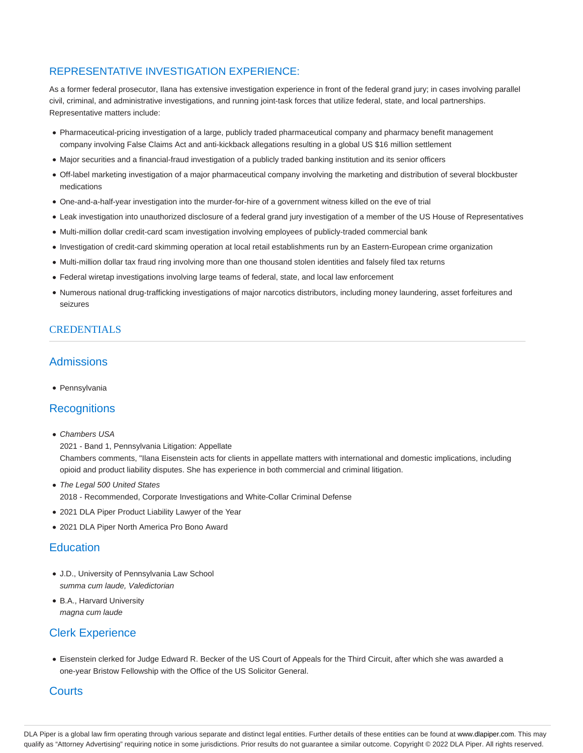## REPRESENTATIVE INVESTIGATION EXPERIENCE:

As a former federal prosecutor, Ilana has extensive investigation experience in front of the federal grand jury; in cases involving parallel civil, criminal, and administrative investigations, and running joint-task forces that utilize federal, state, and local partnerships. Representative matters include:

- Pharmaceutical-pricing investigation of a large, publicly traded pharmaceutical company and pharmacy benefit management company involving False Claims Act and anti-kickback allegations resulting in a global US $16 million settlement
- Major securities and a financial-fraud investigation of a publicly traded banking institution and its senior officers
- Off-label marketing investigation of a major pharmaceutical company involving the marketing and distribution of several blockbuster medications
- One-and-a-half-year investigation into the murder-for-hire of a government witness killed on the eve of trial
- Leak investigation into unauthorized disclosure of a federal grand jury investigation of a member of the US House of Representatives
- Multi-million dollar credit-card scam investigation involving employees of publicly-traded commercial bank
- Investigation of credit-card skimming operation at local retail establishments run by an Eastern-European crime organization
- Multi-million dollar tax fraud ring involving more than one thousand stolen identities and falsely filed tax returns
- Federal wiretap investigations involving large teams of federal, state, and local law enforcement
- Numerous national drug-trafficking investigations of major narcotics distributors, including money laundering, asset forfeitures and seizures

## CREDENTIALS

### Admissions

- Pennsylvania

### Recognitions

- *Chambers USA*
  2021 - Band 1, Pennsylvania Litigation: Appellate
  Chambers comments, "Ilana Eisenstein acts for clients in appellate matters with international and domestic implications, including opioid and product liability disputes. She has experience in both commercial and criminal litigation.
- *The Legal 500 United States*
  2018 - Recommended, Corporate Investigations and White-Collar Criminal Defense
- 2021 DLA Piper Product Liability Lawyer of the Year
- 2021 DLA Piper North America Pro Bono Award

### Education

- J.D., University of Pennsylvania Law School
  *summa cum laude, Valedictorian*
- B.A., Harvard University
  *magna cum laude*

### Clerk Experience

- Eisenstein clerked for Judge Edward R. Becker of the US Court of Appeals for the Third Circuit, after which she was awarded a one-year Bristow Fellowship with the Office of the US Solicitor General.

### Courts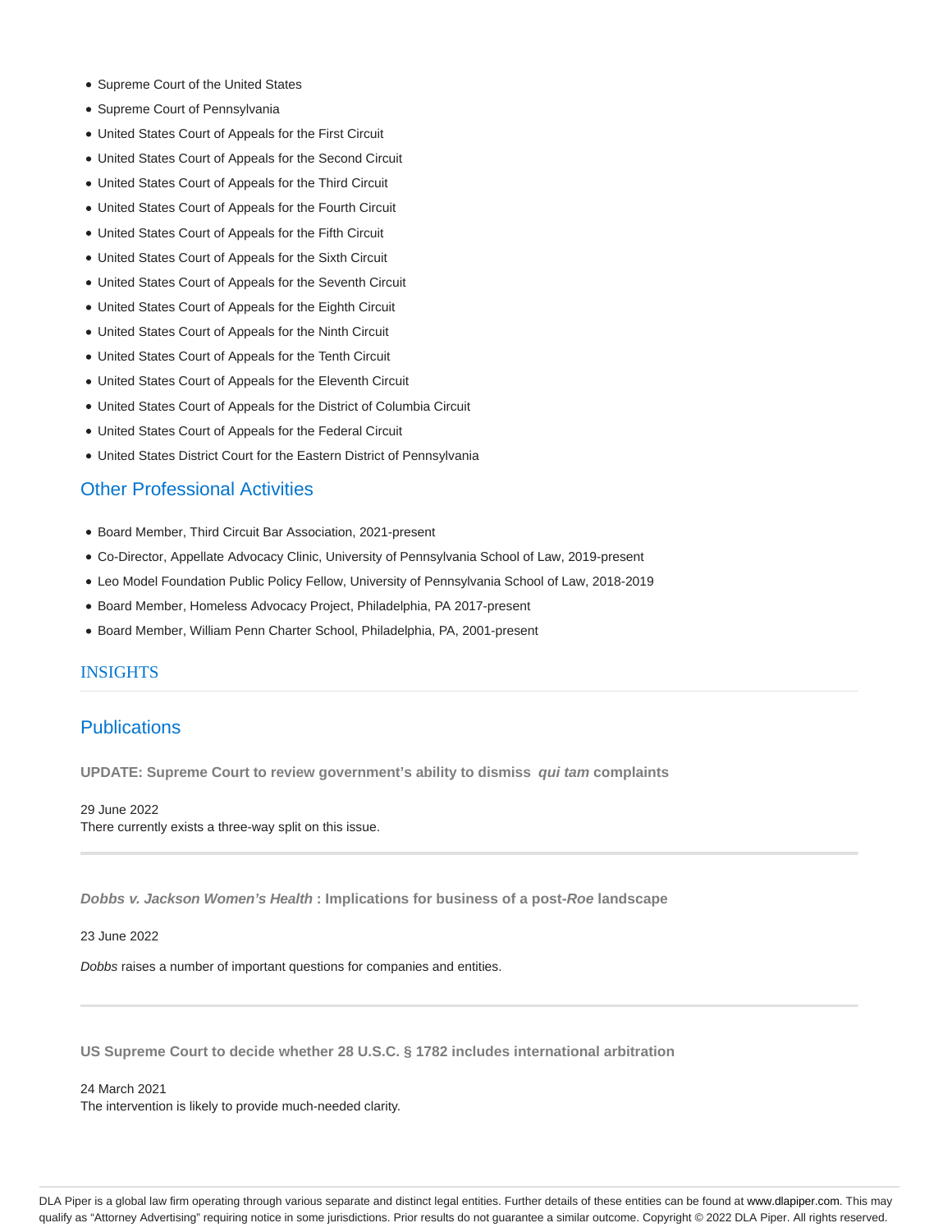- Supreme Court of the United States
- Supreme Court of Pennsylvania
- United States Court of Appeals for the First Circuit
- United States Court of Appeals for the Second Circuit
- United States Court of Appeals for the Third Circuit
- United States Court of Appeals for the Fourth Circuit
- United States Court of Appeals for the Fifth Circuit
- United States Court of Appeals for the Sixth Circuit
- United States Court of Appeals for the Seventh Circuit
- United States Court of Appeals for the Eighth Circuit
- United States Court of Appeals for the Ninth Circuit
- United States Court of Appeals for the Tenth Circuit
- United States Court of Appeals for the Eleventh Circuit
- United States Court of Appeals for the District of Columbia Circuit
- United States Court of Appeals for the Federal Circuit
- United States District Court for the Eastern District of Pennsylvania

## Other Professional Activities

- Board Member, Third Circuit Bar Association, 2021-present
- Co-Director, Appellate Advocacy Clinic, University of Pennsylvania School of Law, 2019-present
- Leo Model Foundation Public Policy Fellow, University of Pennsylvania School of Law, 2018-2019
- Board Member, Homeless Advocacy Project, Philadelphia, PA 2017-present
- Board Member, William Penn Charter School, Philadelphia, PA, 2001-present

## INSIGHTS

## Publications

**UPDATE: Supreme Court to review government's ability to dismiss *qui tam* complaints**

29 June 2022
There currently exists a three-way split on this issue.

---

***Dobbs v. Jackson Women's Health* : Implications for business of a post-*Roe* landscape**

23 June 2022

*Dobbs* raises a number of important questions for companies and entities.

---

**US Supreme Court to decide whether 28 U.S.C. § 1782 includes international arbitration**

24 March 2021
The intervention is likely to provide much-needed clarity.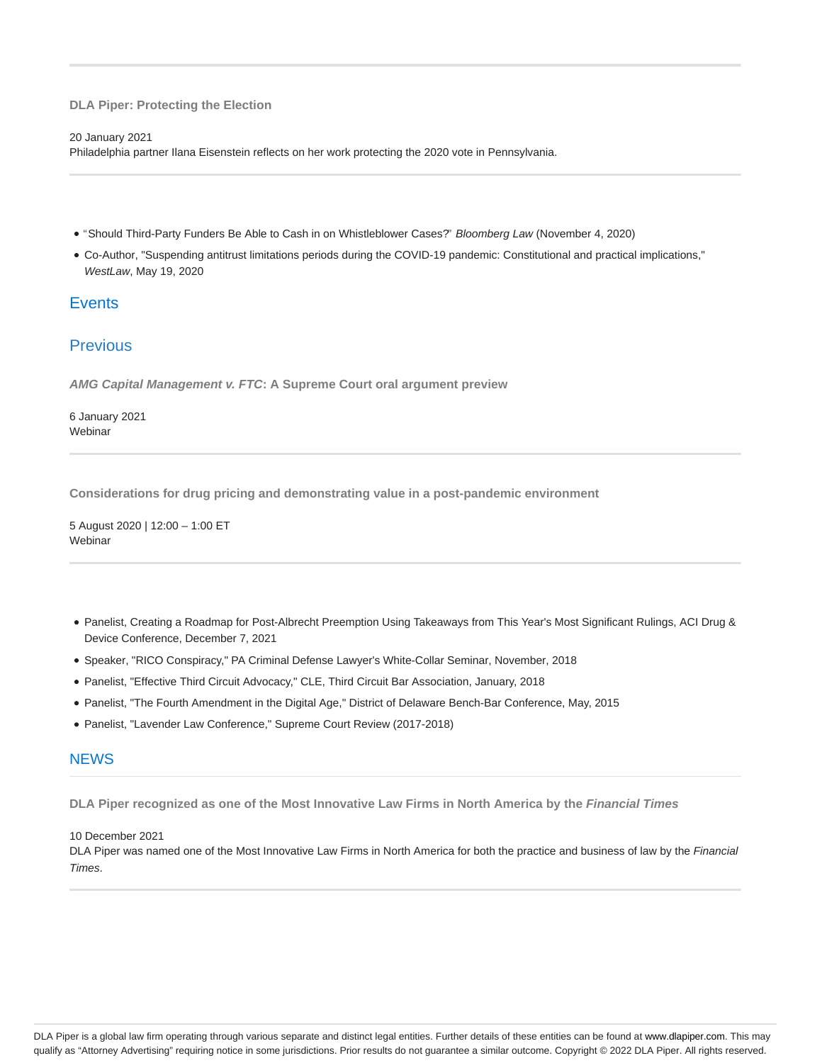**DLA Piper: Protecting the Election**

20 January 2021
Philadelphia partner Ilana Eisenstein reflects on her work protecting the 2020 vote in Pennsylvania.

- "Should Third-Party Funders Be Able to Cash in on Whistleblower Cases?' *Bloomberg Law* (November 4, 2020)
- Co-Author, "Suspending antitrust limitations periods during the COVID-19 pandemic: Constitutional and practical implications," *WestLaw*, May 19, 2020

## Events

## Previous

***AMG Capital Management v. FTC*: A Supreme Court oral argument preview**

6 January 2021
Webinar

**Considerations for drug pricing and demonstrating value in a post-pandemic environment**

5 August 2020 | 12:00 – 1:00 ET
Webinar

- Panelist, Creating a Roadmap for Post-Albrecht Preemption Using Takeaways from This Year's Most Significant Rulings, ACI Drug & Device Conference, December 7, 2021
- Speaker, "RICO Conspiracy," PA Criminal Defense Lawyer's White-Collar Seminar, November, 2018
- Panelist, "Effective Third Circuit Advocacy," CLE, Third Circuit Bar Association, January, 2018
- Panelist, "The Fourth Amendment in the Digital Age," District of Delaware Bench-Bar Conference, May, 2015
- Panelist, "Lavender Law Conference," Supreme Court Review (2017-2018)

## NEWS

**DLA Piper recognized as one of the Most Innovative Law Firms in North America by the *Financial Times***

10 December 2021
DLA Piper was named one of the Most Innovative Law Firms in North America for both the practice and business of law by the *Financial Times*.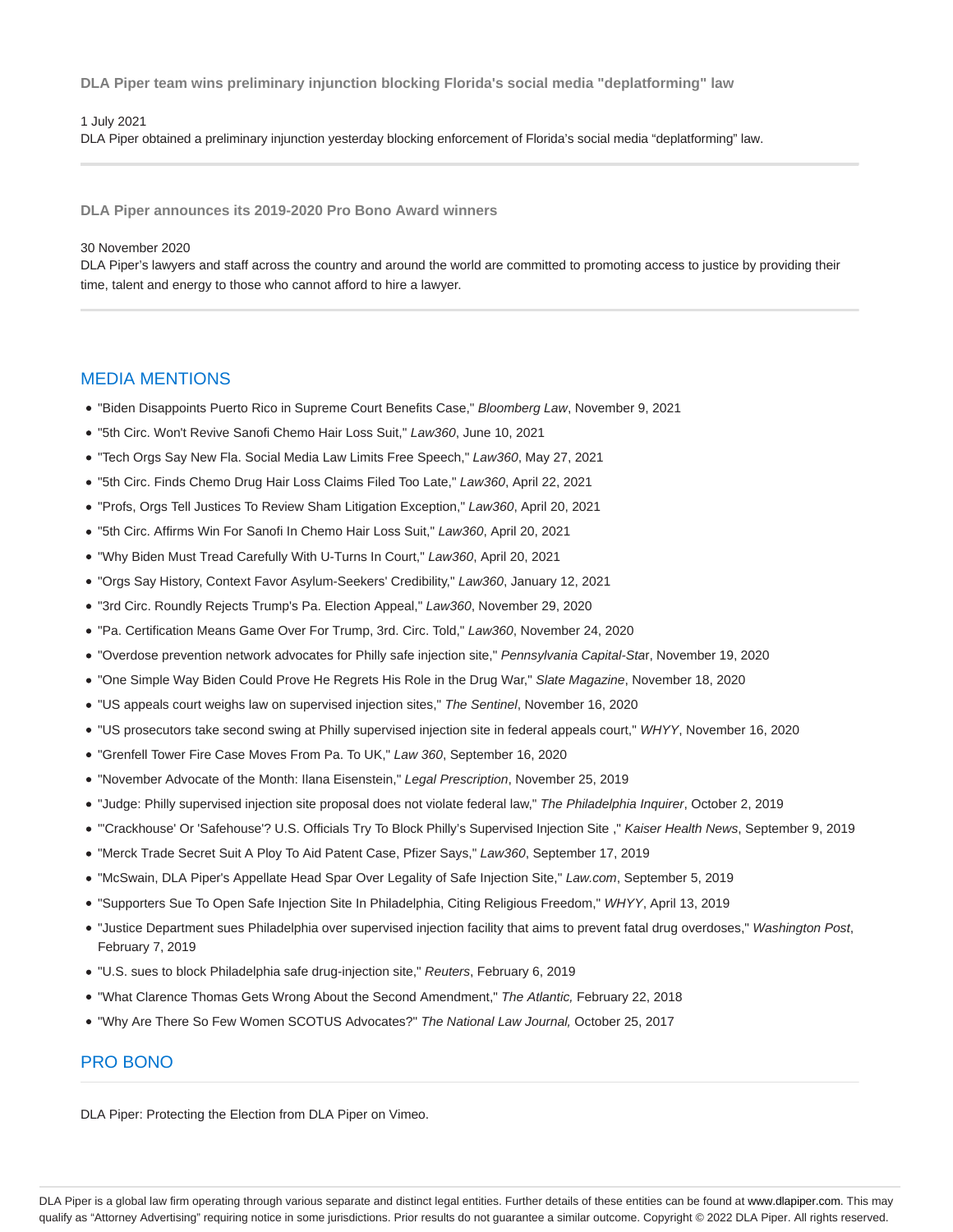### DLA Piper team wins preliminary injunction blocking Florida's social media "deplatforming" law

1 July 2021
DLA Piper obtained a preliminary injunction yesterday blocking enforcement of Florida's social media "deplatforming" law.

---

### DLA Piper announces its 2019-2020 Pro Bono Award winners

30 November 2020
DLA Piper's lawyers and staff across the country and around the world are committed to promoting access to justice by providing their time, talent and energy to those who cannot afford to hire a lawyer.

---

## MEDIA MENTIONS

- "Biden Disappoints Puerto Rico in Supreme Court Benefits Case," *Bloomberg Law*, November 9, 2021
- "5th Circ. Won't Revive Sanofi Chemo Hair Loss Suit," *Law360*, June 10, 2021
- "Tech Orgs Say New Fla. Social Media Law Limits Free Speech," *Law360*, May 27, 2021
- "5th Circ. Finds Chemo Drug Hair Loss Claims Filed Too Late," *Law360*, April 22, 2021
- "Profs, Orgs Tell Justices To Review Sham Litigation Exception," *Law360*, April 20, 2021
- "5th Circ. Affirms Win For Sanofi In Chemo Hair Loss Suit," *Law360*, April 20, 2021
- "Why Biden Must Tread Carefully With U-Turns In Court," *Law360*, April 20, 2021
- "Orgs Say History, Context Favor Asylum-Seekers' Credibility," *Law360*, January 12, 2021
- "3rd Circ. Roundly Rejects Trump's Pa. Election Appeal," *Law360*, November 29, 2020
- "Pa. Certification Means Game Over For Trump, 3rd. Circ. Told," *Law360*, November 24, 2020
- "Overdose prevention network advocates for Philly safe injection site," *Pennsylvania Capital-Star*, November 19, 2020
- "One Simple Way Biden Could Prove He Regrets His Role in the Drug War," *Slate Magazine*, November 18, 2020
- "US appeals court weighs law on supervised injection sites," *The Sentinel*, November 16, 2020
- "US prosecutors take second swing at Philly supervised injection site in federal appeals court," *WHYY*, November 16, 2020
- "Grenfell Tower Fire Case Moves From Pa. To UK," *Law 360*, September 16, 2020
- "November Advocate of the Month: Ilana Eisenstein," *Legal Prescription*, November 25, 2019
- "Judge: Philly supervised injection site proposal does not violate federal law," *The Philadelphia Inquirer*, October 2, 2019
- "'Crackhouse' Or 'Safehouse'? U.S. Officials Try To Block Philly's Supervised Injection Site ," *Kaiser Health News*, September 9, 2019
- "Merck Trade Secret Suit A Ploy To Aid Patent Case, Pfizer Says," *Law360*, September 17, 2019
- "McSwain, DLA Piper's Appellate Head Spar Over Legality of Safe Injection Site," *Law.com*, September 5, 2019
- "Supporters Sue To Open Safe Injection Site In Philadelphia, Citing Religious Freedom," *WHYY*, April 13, 2019
- "Justice Department sues Philadelphia over supervised injection facility that aims to prevent fatal drug overdoses," *Washington Post*, February 7, 2019
- "U.S. sues to block Philadelphia safe drug-injection site," *Reuters*, February 6, 2019
- "What Clarence Thomas Gets Wrong About the Second Amendment," *The Atlantic,* February 22, 2018
- "Why Are There So Few Women SCOTUS Advocates?" *The National Law Journal,* October 25, 2017

## PRO BONO

DLA Piper: Protecting the Election from DLA Piper on Vimeo.

DLA Piper is a global law firm operating through various separate and distinct legal entities. Further details of these entities can be found at www.dlapiper.com. This may qualify as "Attorney Advertising" requiring notice in some jurisdictions. Prior results do not guarantee a similar outcome. Copyright © 2022 DLA Piper. All rights reserved.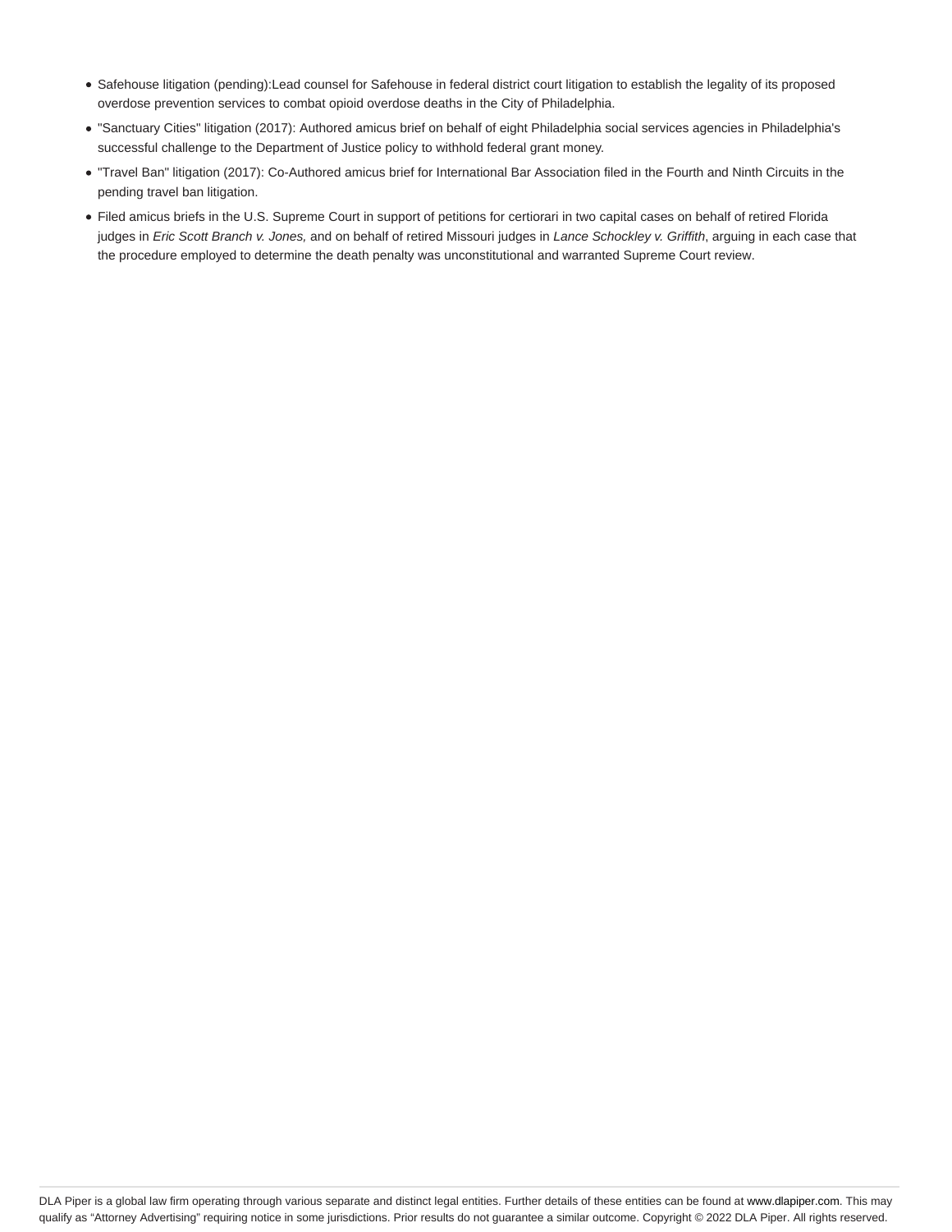- Safehouse litigation (pending):Lead counsel for Safehouse in federal district court litigation to establish the legality of its proposed overdose prevention services to combat opioid overdose deaths in the City of Philadelphia.
- "Sanctuary Cities" litigation (2017): Authored amicus brief on behalf of eight Philadelphia social services agencies in Philadelphia's successful challenge to the Department of Justice policy to withhold federal grant money.
- "Travel Ban" litigation (2017): Co-Authored amicus brief for International Bar Association filed in the Fourth and Ninth Circuits in the pending travel ban litigation.
- Filed amicus briefs in the U.S. Supreme Court in support of petitions for certiorari in two capital cases on behalf of retired Florida judges in *Eric Scott Branch v. Jones,* and on behalf of retired Missouri judges in *Lance Schockley v. Griffith*, arguing in each case that the procedure employed to determine the death penalty was unconstitutional and warranted Supreme Court review.